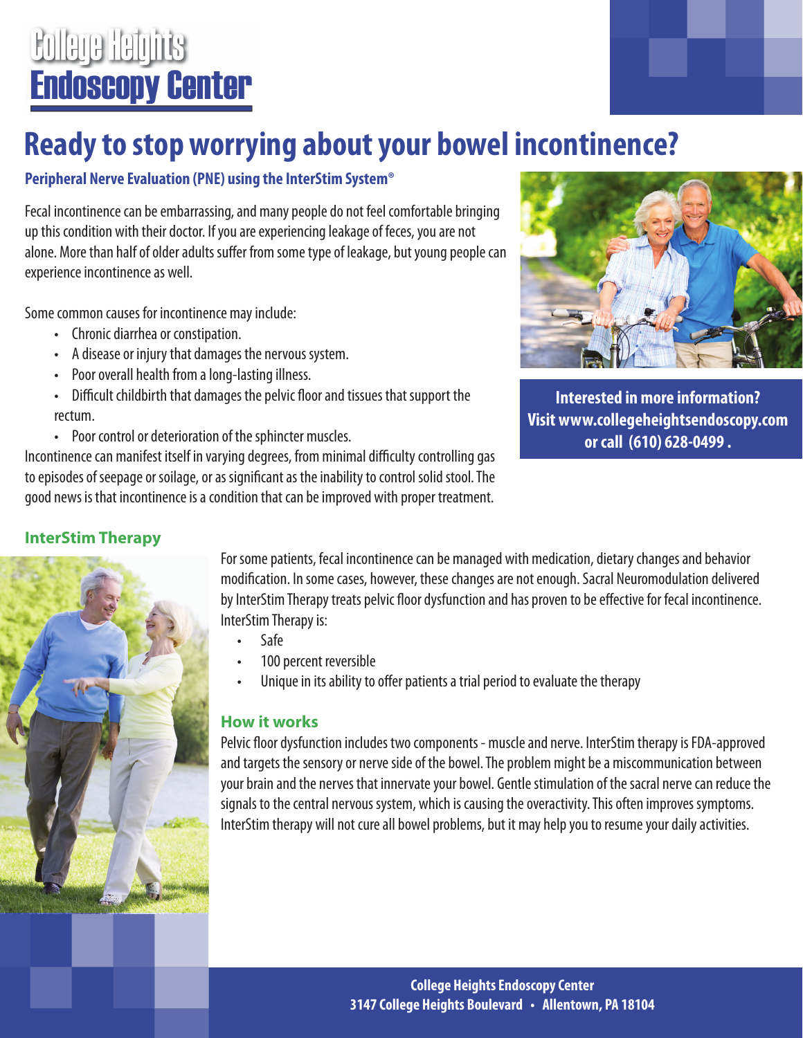# College Heights Endoscopy Center

## Ready to stop worrying about your bowel incontinence?

**Peripheral Nerve Evaluation (PNE) using the InterStim System®**

Fecal incontinence can be embarrassing, and many people do not feel comfortable bringing up this condition with their doctor. If you are experiencing leakage of feces, you are not alone. More than half of older adults suffer from some type of leakage, but young people can experience incontinence as well.

Some common causes for incontinence may include:

- Chronic diarrhea or constipation.
- A disease or injury that damages the nervous system.
- Poor overall health from a long-lasting illness.
- Difficult childbirth that damages the pelvic floor and tissues that support the rectum.
- Poor control or deterioration of the sphincter muscles.

Incontinence can manifest itself in varying degrees, from minimal difficulty controlling gas to episodes of seepage or soilage, or as significant as the inability to control solid stool. The good news is that incontinence is a condition that can be improved with proper treatment.

**Interested in more information? Visit www.collegeheightsendoscopy.com or call (610) 628-0499 .**

### InterStim Therapy

For some patients, fecal incontinence can be managed with medication, dietary changes and behavior modification. In some cases, however, these changes are not enough. Sacral Neuromodulation delivered by InterStim Therapy treats pelvic floor dysfunction and has proven to be effective for fecal incontinence. InterStim Therapy is:

- Safe
- 100 percent reversible
- Unique in its ability to offer patients a trial period to evaluate the therapy

### How it works

Pelvic floor dysfunction includes two components - muscle and nerve. InterStim therapy is FDA-approved and targets the sensory or nerve side of the bowel. The problem might be a miscommunication between your brain and the nerves that innervate your bowel. Gentle stimulation of the sacral nerve can reduce the signals to the central nervous system, which is causing the overactivity. This often improves symptoms. InterStim therapy will not cure all bowel problems, but it may help you to resume your daily activities.

**College Heights Endoscopy Center**
**3147 College Heights Boulevard • Allentown, PA 18104**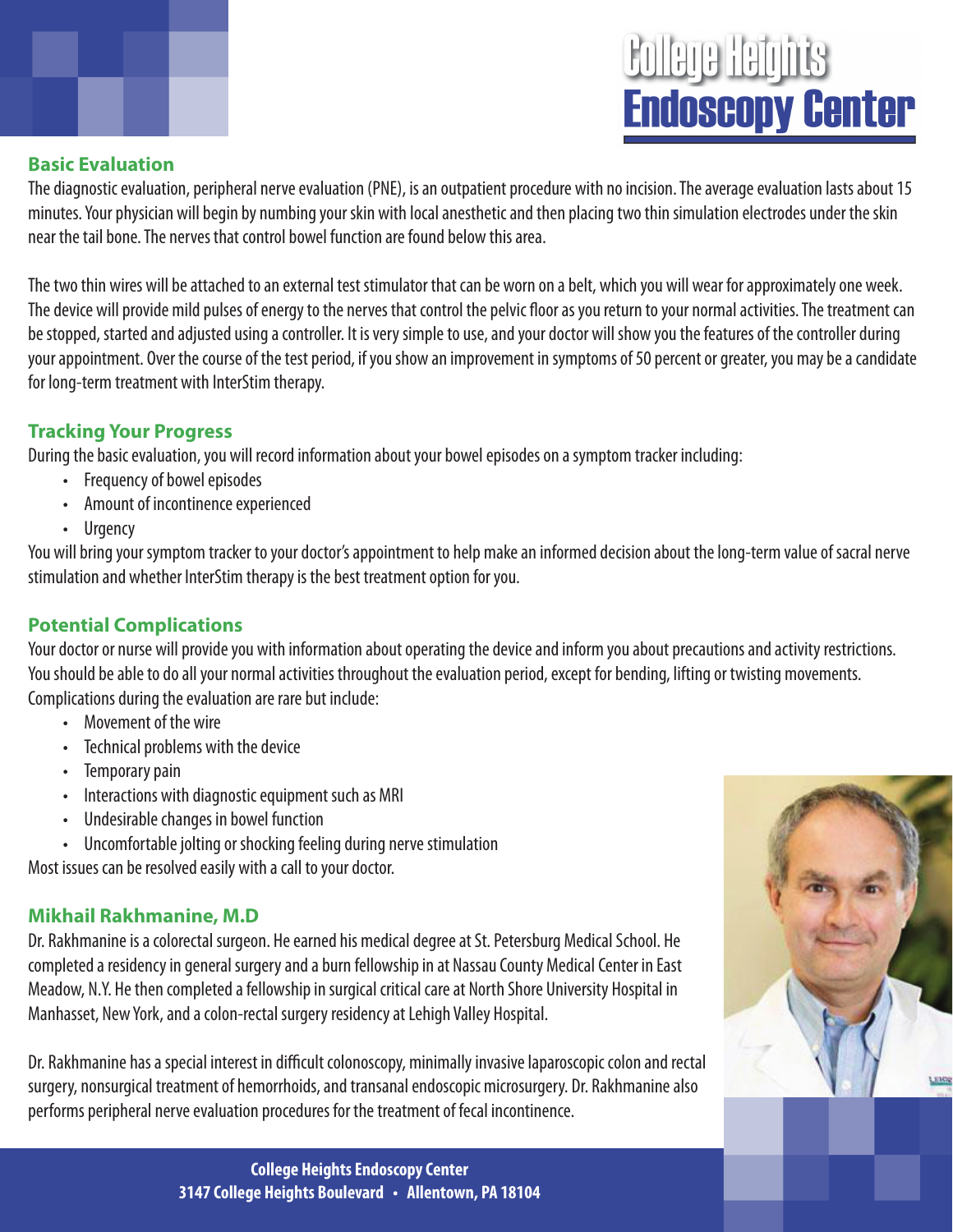# College Heights Endoscopy Center

## Basic Evaluation

The diagnostic evaluation, peripheral nerve evaluation (PNE), is an outpatient procedure with no incision. The average evaluation lasts about 15 minutes. Your physician will begin by numbing your skin with local anesthetic and then placing two thin simulation electrodes under the skin near the tail bone. The nerves that control bowel function are found below this area.

The two thin wires will be attached to an external test stimulator that can be worn on a belt, which you will wear for approximately one week. The device will provide mild pulses of energy to the nerves that control the pelvic floor as you return to your normal activities. The treatment can be stopped, started and adjusted using a controller. It is very simple to use, and your doctor will show you the features of the controller during your appointment. Over the course of the test period, if you show an improvement in symptoms of 50 percent or greater, you may be a candidate for long-term treatment with InterStim therapy.

## Tracking Your Progress

During the basic evaluation, you will record information about your bowel episodes on a symptom tracker including:

- Frequency of bowel episodes
- Amount of incontinence experienced
- Urgency

You will bring your symptom tracker to your doctor's appointment to help make an informed decision about the long-term value of sacral nerve stimulation and whether InterStim therapy is the best treatment option for you.

## Potential Complications

Your doctor or nurse will provide you with information about operating the device and inform you about precautions and activity restrictions. You should be able to do all your normal activities throughout the evaluation period, except for bending, lifting or twisting movements. Complications during the evaluation are rare but include:

- Movement of the wire
- Technical problems with the device
- Temporary pain
- Interactions with diagnostic equipment such as MRI
- Undesirable changes in bowel function
- Uncomfortable jolting or shocking feeling during nerve stimulation

Most issues can be resolved easily with a call to your doctor.

## Mikhail Rakhmanine, M.D

Dr. Rakhmanine is a colorectal surgeon. He earned his medical degree at St. Petersburg Medical School. He completed a residency in general surgery and a burn fellowship in at Nassau County Medical Center in East Meadow, N.Y. He then completed a fellowship in surgical critical care at North Shore University Hospital in Manhasset, New York, and a colon-rectal surgery residency at Lehigh Valley Hospital.

Dr. Rakhmanine has a special interest in difficult colonoscopy, minimally invasive laparoscopic colon and rectal surgery, nonsurgical treatment of hemorrhoids, and transanal endoscopic microsurgery. Dr. Rakhmanine also performs peripheral nerve evaluation procedures for the treatment of fecal incontinence.

**College Heights Endoscopy Center**
**3147 College Heights Boulevard • Allentown, PA 18104**